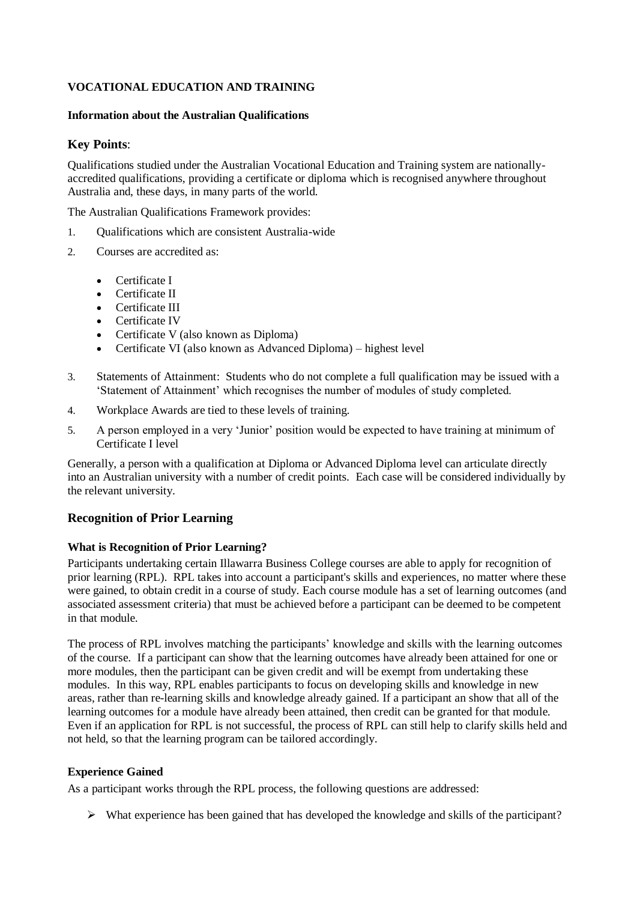**VOCATIONAL EDUCATION AND TRAINING**

**Information about the Australian Qualifications**

## **Key Points**:

Qualifications studied under the Australian Vocational Education and Training system are nationally-accredited qualifications, providing a certificate or diploma which is recognised anywhere throughout Australia and, these days, in many parts of the world.

The Australian Qualifications Framework provides:

1. Qualifications which are consistent Australia-wide
2. Courses are accredited as:
    - Certificate I
    - Certificate II
    - Certificate III
    - Certificate IV
    - Certificate V (also known as Diploma)
    - Certificate VI (also known as Advanced Diploma) – highest level
3. Statements of Attainment: Students who do not complete a full qualification may be issued with a 'Statement of Attainment' which recognises the number of modules of study completed.
4. Workplace Awards are tied to these levels of training.
5. A person employed in a very 'Junior' position would be expected to have training at minimum of Certificate I level

Generally, a person with a qualification at Diploma or Advanced Diploma level can articulate directly into an Australian university with a number of credit points. Each case will be considered individually by the relevant university.

## **Recognition of Prior Learning**

### **What is Recognition of Prior Learning?**

Participants undertaking certain Illawarra Business College courses are able to apply for recognition of prior learning (RPL). RPL takes into account a participant's skills and experiences, no matter where these were gained, to obtain credit in a course of study. Each course module has a set of learning outcomes (and associated assessment criteria) that must be achieved before a participant can be deemed to be competent in that module.

The process of RPL involves matching the participants' knowledge and skills with the learning outcomes of the course. If a participant can show that the learning outcomes have already been attained for one or more modules, then the participant can be given credit and will be exempt from undertaking these modules. In this way, RPL enables participants to focus on developing skills and knowledge in new areas, rather than re-learning skills and knowledge already gained. If a participant an show that all of the learning outcomes for a module have already been attained, then credit can be granted for that module. Even if an application for RPL is not successful, the process of RPL can still help to clarify skills held and not held, so that the learning program can be tailored accordingly.

### **Experience Gained**

As a participant works through the RPL process, the following questions are addressed:

- What experience has been gained that has developed the knowledge and skills of the participant?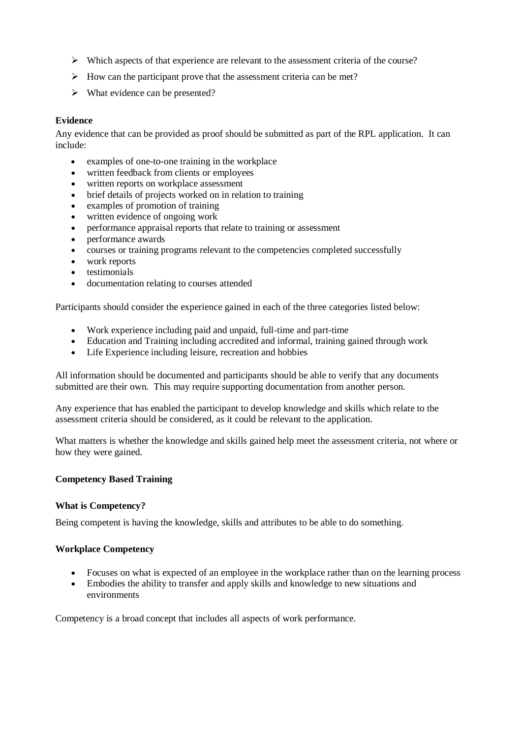- Which aspects of that experience are relevant to the assessment criteria of the course?
- How can the participant prove that the assessment criteria can be met?
- What evidence can be presented?

**Evidence**

Any evidence that can be provided as proof should be submitted as part of the RPL application. It can include:

- examples of one-to-one training in the workplace
- written feedback from clients or employees
- written reports on workplace assessment
- brief details of projects worked on in relation to training
- examples of promotion of training
- written evidence of ongoing work
- performance appraisal reports that relate to training or assessment
- performance awards
- courses or training programs relevant to the competencies completed successfully
- work reports
- testimonials
- documentation relating to courses attended

Participants should consider the experience gained in each of the three categories listed below:

- Work experience including paid and unpaid, full-time and part-time
- Education and Training including accredited and informal, training gained through work
- Life Experience including leisure, recreation and hobbies

All information should be documented and participants should be able to verify that any documents submitted are their own. This may require supporting documentation from another person.

Any experience that has enabled the participant to develop knowledge and skills which relate to the assessment criteria should be considered, as it could be relevant to the application.

What matters is whether the knowledge and skills gained help meet the assessment criteria, not where or how they were gained.

**Competency Based Training**

**What is Competency?**

Being competent is having the knowledge, skills and attributes to be able to do something.

**Workplace Competency**

- Focuses on what is expected of an employee in the workplace rather than on the learning process
- Embodies the ability to transfer and apply skills and knowledge to new situations and environments

Competency is a broad concept that includes all aspects of work performance.